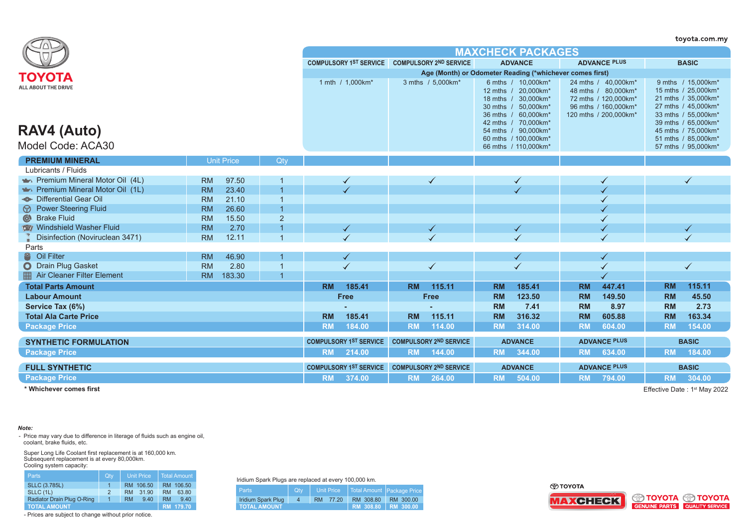toyota.com.my

TOYOTA
ALL ABOUT THE DRIVE

# RAV4 (Auto)

Model Code: ACA30

## MAXCHECK PACKAGES

| | COMPULSORY 1ST SERVICE | COMPULSORY 2ND SERVICE | ADVANCE | ADVANCE PLUS | BASIC |
|---|---|---|---|---|---|
| Age (Month) or Odometer Reading (*whichever comes first) | 1 mth / 1,000km* | 3 mths / 5,000km* | 6 mths / 10,000km*<br>12 mths / 20,000km*<br>18 mths / 30,000km*<br>30 mths / 50,000km*<br>36 mths / 60,000km*<br>42 mths / 70,000km*<br>54 mths / 90,000km*<br>60 mths / 100,000km*<br>66 mths / 110,000km* | 24 mths / 40,000km*<br>48 mths / 80,000km*<br>72 mths / 120,000km*<br>96 mths / 160,000km*<br>120 mths / 200,000km* | 9 mths / 15,000km*<br>15 mths / 25,000km*<br>21 mths / 35,000km*<br>27 mths / 45,000km*<br>33 mths / 55,000km*<br>39 mths / 65,000km*<br>45 mths / 75,000km*<br>51 mths / 85,000km*<br>57 mths / 95,000km* |

| PREMIUM MINERAL | Unit Price | Qty | COMPULSORY 1ST SERVICE | COMPULSORY 2ND SERVICE | ADVANCE | ADVANCE PLUS | BASIC |
|---|---|---|---|---|---|---|---|
| **Lubricants / Fluids** | | | | | | | |
| Premium Mineral Motor Oil (4L) | RM 97.50 | 1 | ✓ | ✓ | ✓ | ✓ | ✓ |
| Premium Mineral Motor Oil (1L) | RM 23.40 | 1 | ✓ | | ✓ | ✓ | |
| Differential Gear Oil | RM 21.10 | 1 | | | | ✓ | |
| Power Steering Fluid | RM 26.60 | 1 | | | | ✓ | |
| Brake Fluid | RM 15.50 | 2 | | | | ✓ | |
| Windshield Washer Fluid | RM 2.70 | 1 | ✓ | ✓ | ✓ | ✓ | ✓ |
| Disinfection (Noviruclean 3471) | RM 12.11 | 1 | ✓ | ✓ | ✓ | ✓ | ✓ |
| **Parts** | | | | | | | |
| Oil Filter | RM 46.90 | 1 | ✓ | | ✓ | ✓ | |
| Drain Plug Gasket | RM 2.80 | 1 | ✓ | ✓ | ✓ | ✓ | ✓ |
| Air Cleaner Filter Element | RM 183.30 | 1 | | | | ✓ | |
| **Total Parts Amount** | | | RM 185.41 | RM 115.11 | RM 185.41 | RM 447.41 | RM 115.11 |
| **Labour Amount** | | | Free | Free | RM 123.50 | RM 149.50 | RM 45.50 |
| **Service Tax (6%)** | | | - | - | RM 7.41 | RM 8.97 | RM 2.73 |
| **Total Ala Carte Price** | | | RM 185.41 | RM 115.11 | RM 316.32 | RM 605.88 | RM 163.34 |
| **Package Price** | | | RM 184.00 | RM 114.00 | RM 314.00 | RM 604.00 | RM 154.00 |

| SYNTHETIC FORMULATION | COMPULSORY 1ST SERVICE | COMPULSORY 2ND SERVICE | ADVANCE | ADVANCE PLUS | BASIC |
|---|---|---|---|---|---|
| **Package Price** | RM 214.00 | RM 144.00 | RM 344.00 | RM 634.00 | RM 184.00 |

| FULL SYNTHETIC | COMPULSORY 1ST SERVICE | COMPULSORY 2ND SERVICE | ADVANCE | ADVANCE PLUS | BASIC |
|---|---|---|---|---|---|
| **Package Price** | RM 374.00 | RM 264.00 | RM 504.00 | RM 794.00 | RM 304.00 |

**\* Whichever comes first**

Effective Date : 1st May 2022

***Note:***

- Price may vary due to difference in literage of fluids such as engine oil, coolant, brake fluids, etc.

Super Long Life Coolant first replacement is at 160,000 km.
Subsequent replacement is at every 80,000km.
Cooling system capacity:

| Parts | Qty | Unit Price | Total Amount |
|---|---|---|---|
| SLLC (3.785L) | 1 | RM 106.50 | RM 106.50 |
| SLLC (1L) | 2 | RM 31.90 | RM 63.80 |
| Radiator Drain Plug O-Ring | 1 | RM 9.40 | RM 9.40 |
| TOTAL AMOUNT | | | RM 179.70 |

- Prices are subject to change without prior notice.

Iridium Spark Plugs are replaced at every 100,000 km.

| Parts | Qty | Unit Price | Total Amount | Package Price |
|---|---|---|---|---|
| Iridium Spark Plug | 4 | RM 77.20 | RM 308.80 | RM 300.00 |
| TOTAL AMOUNT | | | RM 308.80 | RM 300.00 |

TOYOTA MAXCHECK | TOYOTA GENUINE PARTS | TOYOTA QUALITY SERVICE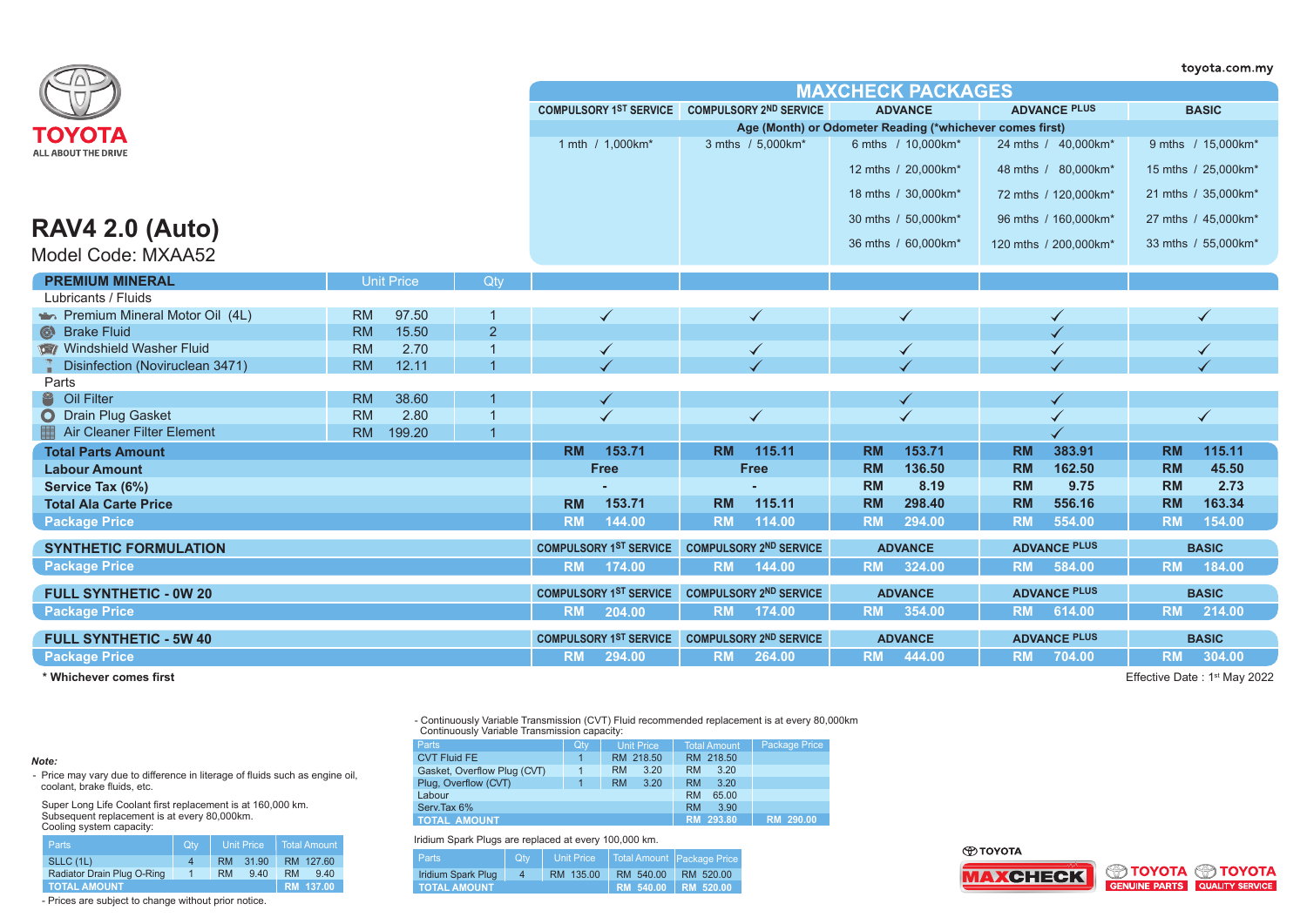toyota.com.my

TOYOTA
ALL ABOUT THE DRIVE

# RAV4 2.0 (Auto)

Model Code: MXAA52

## MAXCHECK PACKAGES

| | | | COMPULSORY 1ST SERVICE | COMPULSORY 2ND SERVICE | ADVANCE | ADVANCE PLUS | BASIC |
|---|---|---|---|---|---|---|---|
| | | | Age (Month) or Odometer Reading (*whichever comes first) | | | | |
| | | | 1 mth / 1,000km* | 3 mths / 5,000km* | 6 mths / 10,000km* | 24 mths / 40,000km* | 9 mths / 15,000km* |
| | | | | | 12 mths / 20,000km* | 48 mths / 80,000km* | 15 mths / 25,000km* |
| | | | | | 18 mths / 30,000km* | 72 mths / 120,000km* | 21 mths / 35,000km* |
| | | | | | 30 mths / 50,000km* | 96 mths / 160,000km* | 27 mths / 45,000km* |
| | | | | | 36 mths / 60,000km* | 120 mths / 200,000km* | 33 mths / 55,000km* |
| **PREMIUM MINERAL** | **Unit Price** | **Qty** | | | | | |
| Lubricants / Fluids | | | | | | | |
| Premium Mineral Motor Oil (4L) | RM 97.50 | 1 | ✓ | ✓ | ✓ | ✓ | ✓ |
| Brake Fluid | RM 15.50 | 2 | | | | ✓ | |
| Windshield Washer Fluid | RM 2.70 | 1 | ✓ | ✓ | ✓ | ✓ | ✓ |
| Disinfection (Noviruclean 3471) | RM 12.11 | 1 | ✓ | ✓ | ✓ | ✓ | ✓ |
| Parts | | | | | | | |
| Oil Filter | RM 38.60 | 1 | ✓ | | ✓ | ✓ | |
| Drain Plug Gasket | RM 2.80 | 1 | ✓ | ✓ | ✓ | ✓ | ✓ |
| Air Cleaner Filter Element | RM 199.20 | 1 | | | | ✓ | |
| **Total Parts Amount** | | | RM 153.71 | RM 115.11 | RM 153.71 | RM 383.91 | RM 115.11 |
| **Labour Amount** | | | Free | Free | RM 136.50 | RM 162.50 | RM 45.50 |
| **Service Tax (6%)** | | | - | - | RM 8.19 | RM 9.75 | RM 2.73 |
| **Total Ala Carte Price** | | | RM 153.71 | RM 115.11 | RM 298.40 | RM 556.16 | RM 163.34 |
| **Package Price** | | | RM 144.00 | RM 114.00 | RM 294.00 | RM 554.00 | RM 154.00 |

| **SYNTHETIC FORMULATION** | COMPULSORY 1ST SERVICE | COMPULSORY 2ND SERVICE | ADVANCE | ADVANCE PLUS | BASIC |
|---|---|---|---|---|---|
| **Package Price** | RM 174.00 | RM 144.00 | RM 324.00 | RM 584.00 | RM 184.00 |

| **FULL SYNTHETIC - 0W 20** | COMPULSORY 1ST SERVICE | COMPULSORY 2ND SERVICE | ADVANCE | ADVANCE PLUS | BASIC |
|---|---|---|---|---|---|
| **Package Price** | RM 204.00 | RM 174.00 | RM 354.00 | RM 614.00 | RM 214.00 |

| **FULL SYNTHETIC - 5W 40** | COMPULSORY 1ST SERVICE | COMPULSORY 2ND SERVICE | ADVANCE | ADVANCE PLUS | BASIC |
|---|---|---|---|---|---|
| **Package Price** | RM 294.00 | RM 264.00 | RM 444.00 | RM 704.00 | RM 304.00 |

**\* Whichever comes first**

Effective Date : 1st May 2022

***Note:***

- Price may vary due to difference in litreage of fluids such as engine oil, coolant, brake fluids, etc.

Super Long Life Coolant first replacement is at 160,000 km.
Subsequent replacement is at every 80,000km.
Cooling system capacity:

| Parts | Qty | Unit Price | Total Amount |
|---|---|---|---|
| SLLC (1L) | 4 | RM 31.90 | RM 127.60 |
| Radiator Drain Plug O-Ring | 1 | RM 9.40 | RM 9.40 |
| TOTAL AMOUNT | | | RM 137.00 |

- Prices are subject to change without prior notice.

- Continuously Variable Transmission (CVT) Fluid recommended replacement is at every 80,000km
Continuously Variable Transmission capacity:

| Parts | Qty | Unit Price | Total Amount | Package Price |
|---|---|---|---|---|
| CVT Fluid FE | 1 | RM 218.50 | RM 218.50 | |
| Gasket, Overflow Plug (CVT) | 1 | RM 3.20 | RM 3.20 | |
| Plug, Overflow (CVT) | 1 | RM 3.20 | RM 3.20 | |
| Labour | | | RM 65.00 | |
| Serv.Tax 6% | | | RM 3.90 | |
| TOTAL AMOUNT | | | RM 293.80 | RM 290.00 |

Iridium Spark Plugs are replaced at every 100,000 km.

| Parts | Qty | Unit Price | Total Amount | Package Price |
|---|---|---|---|---|
| Iridium Spark Plug | 4 | RM 135.00 | RM 540.00 | RM 520.00 |
| TOTAL AMOUNT | | | RM 540.00 | RM 520.00 |

TOYOTA MAXCHECK | TOYOTA GENUINE PARTS | TOYOTA QUALITY SERVICE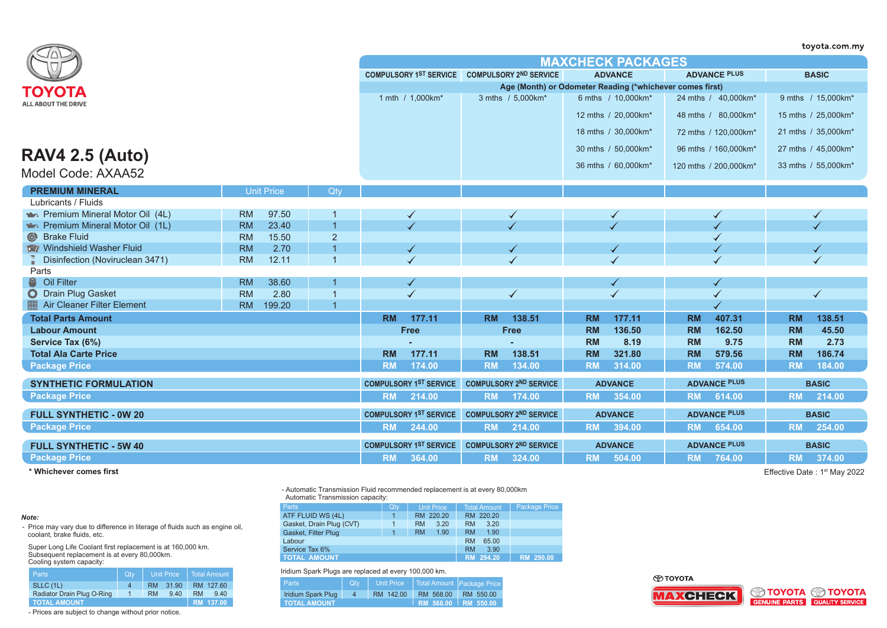toyota.com.my

TOYOTA
ALL ABOUT THE DRIVE

# RAV4 2.5 (Auto)

Model Code: AXAA52

## MAXCHECK PACKAGES

| | | | COMPULSORY 1ST SERVICE | COMPULSORY 2ND SERVICE | ADVANCE | ADVANCE PLUS | BASIC |
|---|---|---|---|---|---|---|---|
| | | | Age (Month) or Odometer Reading (*whichever comes first) | | | | |
| | | | 1 mth / 1,000km* | 3 mths / 5,000km* | 6 mths / 10,000km*<br>12 mths / 20,000km*<br>18 mths / 30,000km*<br>30 mths / 50,000km*<br>36 mths / 60,000km* | 24 mths / 40,000km*<br>48 mths / 80,000km*<br>72 mths / 120,000km*<br>96 mths / 160,000km*<br>120 mths / 200,000km* | 9 mths / 15,000km*<br>15 mths / 25,000km*<br>21 mths / 35,000km*<br>27 mths / 45,000km*<br>33 mths / 55,000km* |
| **PREMIUM MINERAL** | Unit Price | Qty | | | | | |
| Lubricants / Fluids | | | | | | | |
| Premium Mineral Motor Oil (4L) | RM 97.50 | 1 | ✓ | ✓ | ✓ | ✓ | ✓ |
| Premium Mineral Motor Oil (1L) | RM 23.40 | 1 | ✓ | ✓ | ✓ | ✓ | ✓ |
| Brake Fluid | RM 15.50 | 2 | | | | ✓ | |
| Windshield Washer Fluid | RM 2.70 | 1 | ✓ | ✓ | ✓ | ✓ | ✓ |
| Disinfection (Noviruclean 3471) | RM 12.11 | 1 | ✓ | ✓ | ✓ | ✓ | ✓ |
| Parts | | | | | | | |
| Oil Filter | RM 38.60 | 1 | ✓ | | ✓ | ✓ | |
| Drain Plug Gasket | RM 2.80 | 1 | ✓ | ✓ | ✓ | ✓ | ✓ |
| Air Cleaner Filter Element | RM 199.20 | 1 | | | | ✓ | |
| **Total Parts Amount** | | | RM 177.11 | RM 138.51 | RM 177.11 | RM 407.31 | RM 138.51 |
| **Labour Amount** | | | Free | Free | RM 136.50 | RM 162.50 | RM 45.50 |
| **Service Tax (6%)** | | | - | - | RM 8.19 | RM 9.75 | RM 2.73 |
| **Total Ala Carte Price** | | | RM 177.11 | RM 138.51 | RM 321.80 | RM 579.56 | RM 186.74 |
| **Package Price** | | | RM 174.00 | RM 134.00 | RM 314.00 | RM 574.00 | RM 184.00 |

| SYNTHETIC FORMULATION | COMPULSORY 1ST SERVICE | COMPULSORY 2ND SERVICE | ADVANCE | ADVANCE PLUS | BASIC |
|---|---|---|---|---|---|
| Package Price | RM 214.00 | RM 174.00 | RM 354.00 | RM 614.00 | RM 214.00 |

| FULL SYNTHETIC - 0W 20 | COMPULSORY 1ST SERVICE | COMPULSORY 2ND SERVICE | ADVANCE | ADVANCE PLUS | BASIC |
|---|---|---|---|---|---|
| Package Price | RM 244.00 | RM 214.00 | RM 394.00 | RM 654.00 | RM 254.00 |

| FULL SYNTHETIC - 5W 40 | COMPULSORY 1ST SERVICE | COMPULSORY 2ND SERVICE | ADVANCE | ADVANCE PLUS | BASIC |
|---|---|---|---|---|---|
| Package Price | RM 364.00 | RM 324.00 | RM 504.00 | RM 764.00 | RM 374.00 |

**\* Whichever comes first**

Effective Date : 1st May 2022

*Note:*

- Price may vary due to difference in literage of fluids such as engine oil, coolant, brake fluids, etc.

Super Long Life Coolant first replacement is at 160,000 km.
Subsequent replacement is at every 80,000km.
Cooling system capacity:

| Parts | Qty | Unit Price | Total Amount |
|---|---|---|---|
| SLLC (1L) | 4 | RM 31.90 | RM 127.60 |
| Radiator Drain Plug O-Ring | 1 | RM 9.40 | RM 9.40 |
| TOTAL AMOUNT | | | RM 137.00 |

- Prices are subject to change without prior notice.

- Automatic Transmission Fluid recommended replacement is at every 80,000km
  Automatic Transmission capacity:

| Parts | Qty | Unit Price | Total Amount | Package Price |
|---|---|---|---|---|
| ATF FLUID WS (4L) | 1 | RM 220.20 | RM 220.20 | |
| Gasket, Drain Plug (CVT) | 1 | RM 3.20 | RM 3.20 | |
| Gasket, Filter Plug | 1 | RM 1.90 | RM 1.90 | |
| Labour | | | RM 65.00 | |
| Service Tax 6% | | | RM 3.90 | |
| TOTAL AMOUNT | | | RM 294.20 | RM 290.00 |

Iridium Spark Plugs are replaced at every 100,000 km.

| Parts | Qty | Unit Price | Total Amount | Package Price |
|---|---|---|---|---|
| Iridium Spark Plug | 4 | RM 142.00 | RM 568.00 | RM 550.00 |
| TOTAL AMOUNT | | | RM 568.00 | RM 550.00 |

TOYOTA MAXCHECK | TOYOTA GENUINE PARTS | TOYOTA QUALITY SERVICE